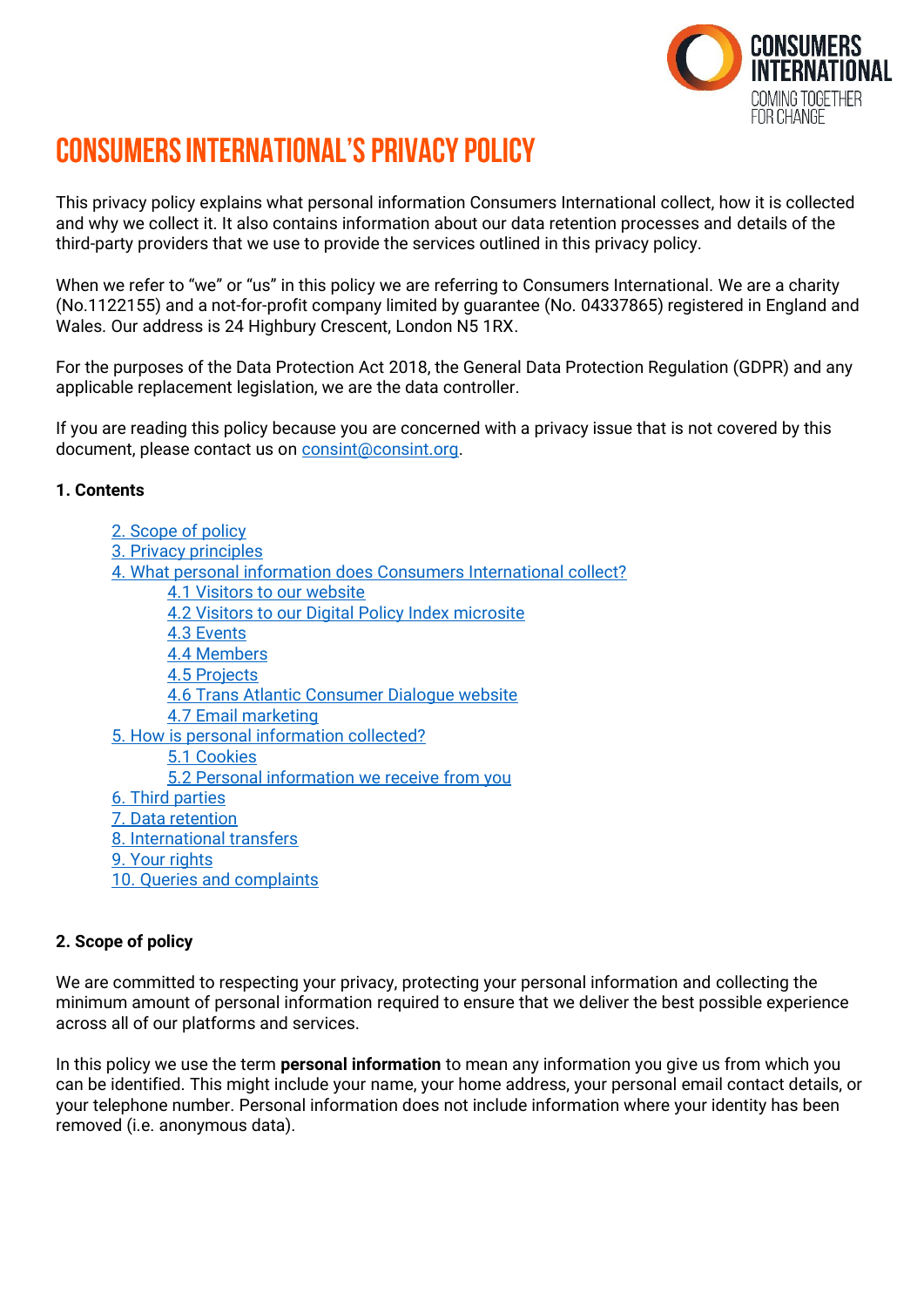# CONSUMERS INTERNATIONAL'S PRIVACY POLICY

This privacy policy explains what personal information Consumers International collect, how it is collected and why we collect it. It also contains information about our data retention processes and details of the third-party providers that we use to provide the services outlined in this privacy policy.

When we refer to "we" or "us" in this policy we are referring to Consumers International. We are a charity (No.1122155) and a not-for-profit company limited by guarantee (No. 04337865) registered in England and Wales. Our address is 24 Highbury Crescent, London N5 1RX.

For the purposes of the Data Protection Act 2018, the General Data Protection Regulation (GDPR) and any applicable replacement legislation, we are the data controller.

If you are reading this policy because you are concerned with a privacy issue that is not covered by this document, please contact us on consint@consint.org.

**1. Contents**

- 2. Scope of policy
- 3. Privacy principles
- 4. What personal information does Consumers International collect?
  - 4.1 Visitors to our website
  - 4.2 Visitors to our Digital Policy Index microsite
  - 4.3 Events
  - 4.4 Members
  - 4.5 Projects
  - 4.6 Trans Atlantic Consumer Dialogue website
  - 4.7 Email marketing
- 5. How is personal information collected?
  - 5.1 Cookies
  - 5.2 Personal information we receive from you
- 6. Third parties
- 7. Data retention
- 8. International transfers
- 9. Your rights
- 10. Queries and complaints

**2. Scope of policy**

We are committed to respecting your privacy, protecting your personal information and collecting the minimum amount of personal information required to ensure that we deliver the best possible experience across all of our platforms and services.

In this policy we use the term **personal information** to mean any information you give us from which you can be identified. This might include your name, your home address, your personal email contact details, or your telephone number. Personal information does not include information where your identity has been removed (i.e. anonymous data).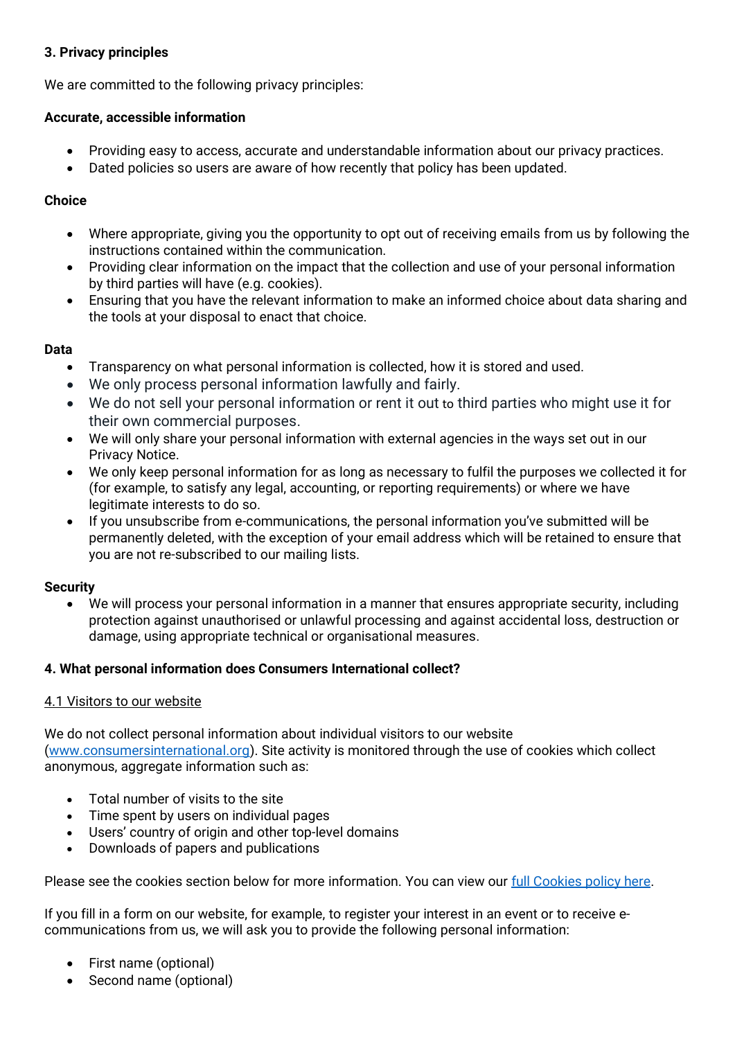### 3. Privacy principles

We are committed to the following privacy principles:

**Accurate, accessible information**

- Providing easy to access, accurate and understandable information about our privacy practices.
- Dated policies so users are aware of how recently that policy has been updated.

**Choice**

- Where appropriate, giving you the opportunity to opt out of receiving emails from us by following the instructions contained within the communication.
- Providing clear information on the impact that the collection and use of your personal information by third parties will have (e.g. cookies).
- Ensuring that you have the relevant information to make an informed choice about data sharing and the tools at your disposal to enact that choice.

**Data**

- Transparency on what personal information is collected, how it is stored and used.
- We only process personal information lawfully and fairly.
- We do not sell your personal information or rent it out to third parties who might use it for their own commercial purposes.
- We will only share your personal information with external agencies in the ways set out in our Privacy Notice.
- We only keep personal information for as long as necessary to fulfil the purposes we collected it for (for example, to satisfy any legal, accounting, or reporting requirements) or where we have legitimate interests to do so.
- If you unsubscribe from e-communications, the personal information you've submitted will be permanently deleted, with the exception of your email address which will be retained to ensure that you are not re-subscribed to our mailing lists.

**Security**

- We will process your personal information in a manner that ensures appropriate security, including protection against unauthorised or unlawful processing and against accidental loss, destruction or damage, using appropriate technical or organisational measures.

### 4. What personal information does Consumers International collect?

4.1 Visitors to our website

We do not collect personal information about individual visitors to our website ([www.consumersinternational.org](www.consumersinternational.org)). Site activity is monitored through the use of cookies which collect anonymous, aggregate information such as:

- Total number of visits to the site
- Time spent by users on individual pages
- Users' country of origin and other top-level domains
- Downloads of papers and publications

Please see the cookies section below for more information. You can view our full Cookies policy here.

If you fill in a form on our website, for example, to register your interest in an event or to receive e-communications from us, we will ask you to provide the following personal information:

- First name (optional)
- Second name (optional)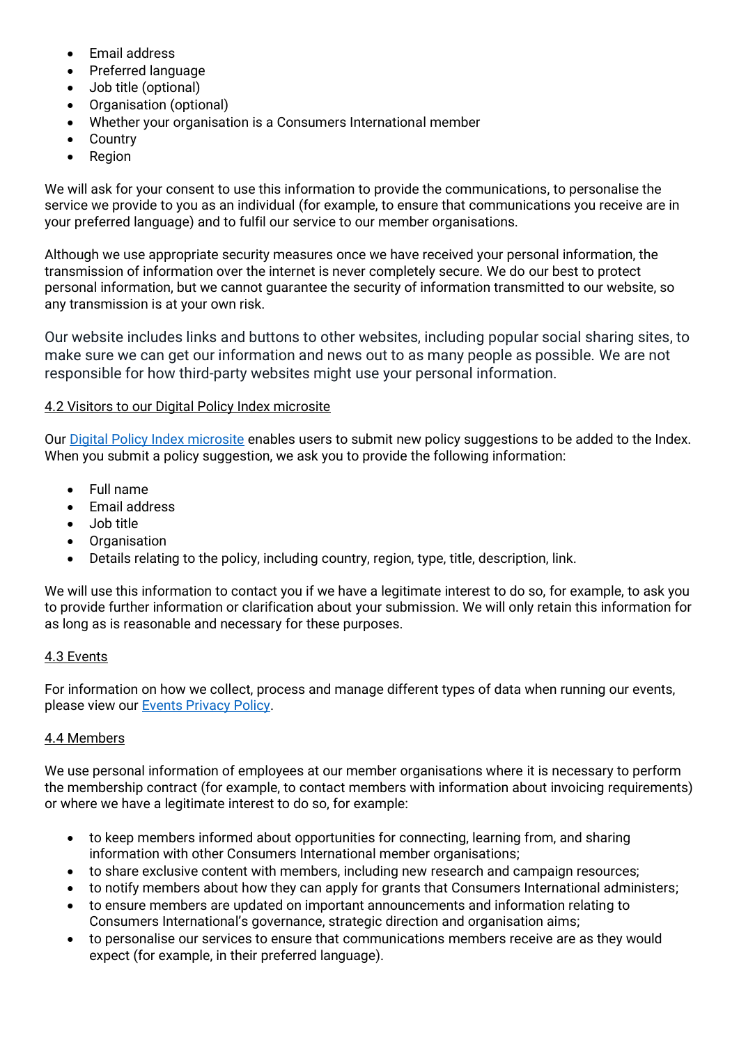- Email address
- Preferred language
- Job title (optional)
- Organisation (optional)
- Whether your organisation is a Consumers International member
- Country
- Region

We will ask for your consent to use this information to provide the communications, to personalise the service we provide to you as an individual (for example, to ensure that communications you receive are in your preferred language) and to fulfil our service to our member organisations.

Although we use appropriate security measures once we have received your personal information, the transmission of information over the internet is never completely secure. We do our best to protect personal information, but we cannot guarantee the security of information transmitted to our website, so any transmission is at your own risk.

Our website includes links and buttons to other websites, including popular social sharing sites, to make sure we can get our information and news out to as many people as possible. We are not responsible for how third-party websites might use your personal information.

### 4.2 Visitors to our Digital Policy Index microsite

Our Digital Policy Index microsite enables users to submit new policy suggestions to be added to the Index. When you submit a policy suggestion, we ask you to provide the following information:

- Full name
- Email address
- Job title
- Organisation
- Details relating to the policy, including country, region, type, title, description, link.

We will use this information to contact you if we have a legitimate interest to do so, for example, to ask you to provide further information or clarification about your submission. We will only retain this information for as long as is reasonable and necessary for these purposes.

### 4.3 Events

For information on how we collect, process and manage different types of data when running our events, please view our Events Privacy Policy.

### 4.4 Members

We use personal information of employees at our member organisations where it is necessary to perform the membership contract (for example, to contact members with information about invoicing requirements) or where we have a legitimate interest to do so, for example:

- to keep members informed about opportunities for connecting, learning from, and sharing information with other Consumers International member organisations;
- to share exclusive content with members, including new research and campaign resources;
- to notify members about how they can apply for grants that Consumers International administers;
- to ensure members are updated on important announcements and information relating to Consumers International's governance, strategic direction and organisation aims;
- to personalise our services to ensure that communications members receive are as they would expect (for example, in their preferred language).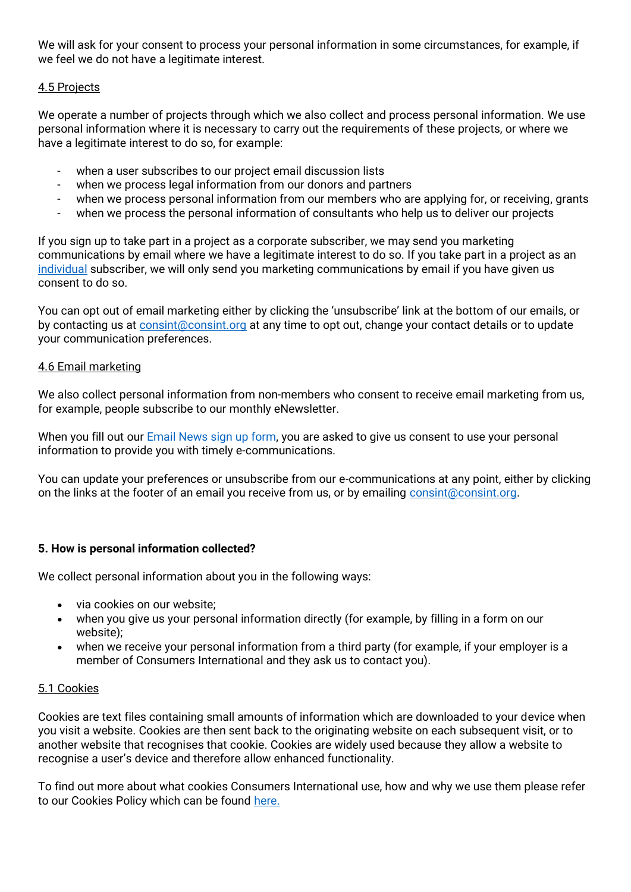We will ask for your consent to process your personal information in some circumstances, for example, if we feel we do not have a legitimate interest.

4.5 Projects

We operate a number of projects through which we also collect and process personal information. We use personal information where it is necessary to carry out the requirements of these projects, or where we have a legitimate interest to do so, for example:

- when a user subscribes to our project email discussion lists
- when we process legal information from our donors and partners
- when we process personal information from our members who are applying for, or receiving, grants
- when we process the personal information of consultants who help us to deliver our projects

If you sign up to take part in a project as a corporate subscriber, we may send you marketing communications by email where we have a legitimate interest to do so. If you take part in a project as an individual subscriber, we will only send you marketing communications by email if you have given us consent to do so.

You can opt out of email marketing either by clicking the 'unsubscribe' link at the bottom of our emails, or by contacting us at consint@consint.org at any time to opt out, change your contact details or to update your communication preferences.

4.6 Email marketing

We also collect personal information from non-members who consent to receive email marketing from us, for example, people subscribe to our monthly eNewsletter.

When you fill out our Email News sign up form, you are asked to give us consent to use your personal information to provide you with timely e-communications.

You can update your preferences or unsubscribe from our e-communications at any point, either by clicking on the links at the footer of an email you receive from us, or by emailing consint@consint.org.

**5. How is personal information collected?**

We collect personal information about you in the following ways:

- via cookies on our website;
- when you give us your personal information directly (for example, by filling in a form on our website);
- when we receive your personal information from a third party (for example, if your employer is a member of Consumers International and they ask us to contact you).

5.1 Cookies

Cookies are text files containing small amounts of information which are downloaded to your device when you visit a website. Cookies are then sent back to the originating website on each subsequent visit, or to another website that recognises that cookie. Cookies are widely used because they allow a website to recognise a user's device and therefore allow enhanced functionality.

To find out more about what cookies Consumers International use, how and why we use them please refer to our Cookies Policy which can be found here.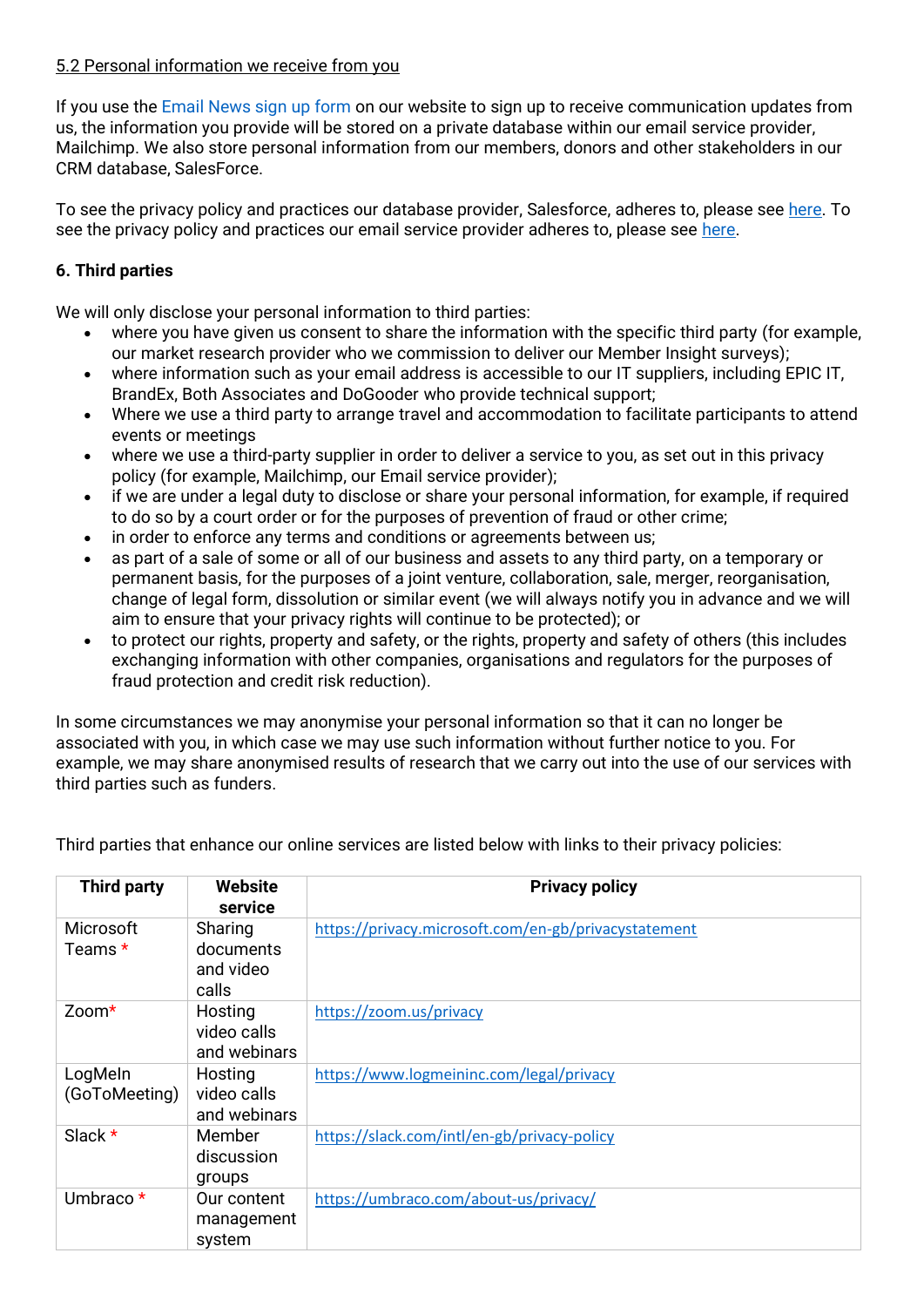5.2 Personal information we receive from you

If you use the Email News sign up form on our website to sign up to receive communication updates from us, the information you provide will be stored on a private database within our email service provider, Mailchimp. We also store personal information from our members, donors and other stakeholders in our CRM database, SalesForce.

To see the privacy policy and practices our database provider, Salesforce, adheres to, please see here. To see the privacy policy and practices our email service provider adheres to, please see here.

## 6. Third parties

We will only disclose your personal information to third parties:

- where you have given us consent to share the information with the specific third party (for example, our market research provider who we commission to deliver our Member Insight surveys);
- where information such as your email address is accessible to our IT suppliers, including EPIC IT, BrandEx, Both Associates and DoGooder who provide technical support;
- Where we use a third party to arrange travel and accommodation to facilitate participants to attend events or meetings
- where we use a third-party supplier in order to deliver a service to you, as set out in this privacy policy (for example, Mailchimp, our Email service provider);
- if we are under a legal duty to disclose or share your personal information, for example, if required to do so by a court order or for the purposes of prevention of fraud or other crime;
- in order to enforce any terms and conditions or agreements between us;
- as part of a sale of some or all of our business and assets to any third party, on a temporary or permanent basis, for the purposes of a joint venture, collaboration, sale, merger, reorganisation, change of legal form, dissolution or similar event (we will always notify you in advance and we will aim to ensure that your privacy rights will continue to be protected); or
- to protect our rights, property and safety, or the rights, property and safety of others (this includes exchanging information with other companies, organisations and regulators for the purposes of fraud protection and credit risk reduction).

In some circumstances we may anonymise your personal information so that it can no longer be associated with you, in which case we may use such information without further notice to you. For example, we may share anonymised results of research that we carry out into the use of our services with third parties such as funders.

Third parties that enhance our online services are listed below with links to their privacy policies:

| Third party | Website service | Privacy policy |
|---|---|---|
| Microsoft Teams * | Sharing documents and video calls | https://privacy.microsoft.com/en-gb/privacystatement |
| Zoom* | Hosting video calls and webinars | https://zoom.us/privacy |
| LogMeIn (GoToMeeting) | Hosting video calls and webinars | https://www.logmeininc.com/legal/privacy |
| Slack * | Member discussion groups | https://slack.com/intl/en-gb/privacy-policy |
| Umbraco * | Our content management system | https://umbraco.com/about-us/privacy/ |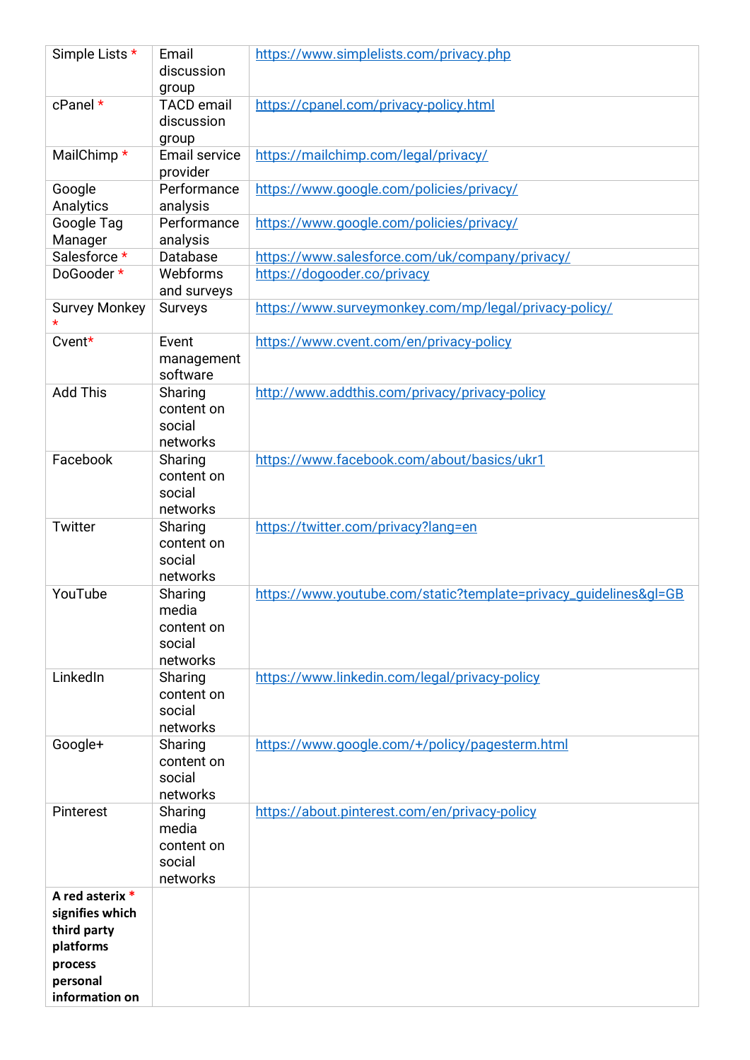| | | |
|---|---|---|
| Simple Lists * | Email discussion group | https://www.simplelists.com/privacy.php |
| cPanel * | TACD email discussion group | https://cpanel.com/privacy-policy.html |
| MailChimp * | Email service provider | https://mailchimp.com/legal/privacy/ |
| Google Analytics | Performance analysis | https://www.google.com/policies/privacy/ |
| Google Tag Manager | Performance analysis | https://www.google.com/policies/privacy/ |
| Salesforce * | Database | https://www.salesforce.com/uk/company/privacy/ |
| DoGooder * | Webforms and surveys | https://dogooder.co/privacy |
| Survey Monkey * | Surveys | https://www.surveymonkey.com/mp/legal/privacy-policy/ |
| Cvent* | Event management software | https://www.cvent.com/en/privacy-policy |
| Add This | Sharing content on social networks | http://www.addthis.com/privacy/privacy-policy |
| Facebook | Sharing content on social networks | https://www.facebook.com/about/basics/ukr1 |
| Twitter | Sharing content on social networks | https://twitter.com/privacy?lang=en |
| YouTube | Sharing media content on social networks | https://www.youtube.com/static?template=privacy_guidelines&gl=GB |
| LinkedIn | Sharing content on social networks | https://www.linkedin.com/legal/privacy-policy |
| Google+ | Sharing content on social networks | https://www.google.com/+/policy/pagesterm.html |
| Pinterest | Sharing media content on social networks | https://about.pinterest.com/en/privacy-policy |
| **A red asterix * signifies which third party platforms process personal information on** | | |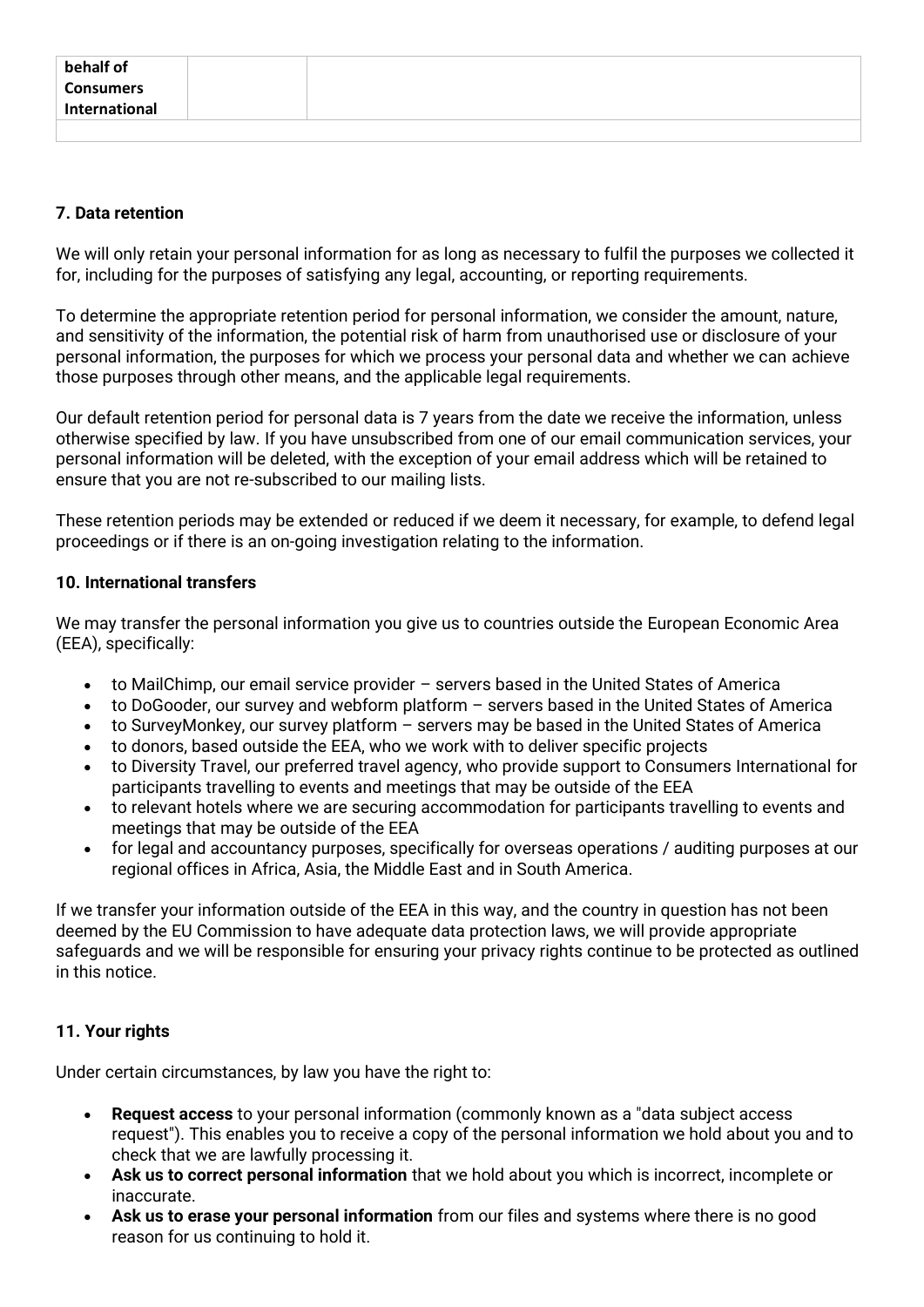| | | |
|---|---|---|
| behalf of Consumers International | | |
| | | |

### 7. Data retention

We will only retain your personal information for as long as necessary to fulfil the purposes we collected it for, including for the purposes of satisfying any legal, accounting, or reporting requirements.

To determine the appropriate retention period for personal information, we consider the amount, nature, and sensitivity of the information, the potential risk of harm from unauthorised use or disclosure of your personal information, the purposes for which we process your personal data and whether we can achieve those purposes through other means, and the applicable legal requirements.

Our default retention period for personal data is 7 years from the date we receive the information, unless otherwise specified by law. If you have unsubscribed from one of our email communication services, your personal information will be deleted, with the exception of your email address which will be retained to ensure that you are not re-subscribed to our mailing lists.

These retention periods may be extended or reduced if we deem it necessary, for example, to defend legal proceedings or if there is an on-going investigation relating to the information.

### 10. International transfers

We may transfer the personal information you give us to countries outside the European Economic Area (EEA), specifically:

- to MailChimp, our email service provider – servers based in the United States of America
- to DoGooder, our survey and webform platform – servers based in the United States of America
- to SurveyMonkey, our survey platform – servers may be based in the United States of America
- to donors, based outside the EEA, who we work with to deliver specific projects
- to Diversity Travel, our preferred travel agency, who provide support to Consumers International for participants travelling to events and meetings that may be outside of the EEA
- to relevant hotels where we are securing accommodation for participants travelling to events and meetings that may be outside of the EEA
- for legal and accountancy purposes, specifically for overseas operations / auditing purposes at our regional offices in Africa, Asia, the Middle East and in South America.

If we transfer your information outside of the EEA in this way, and the country in question has not been deemed by the EU Commission to have adequate data protection laws, we will provide appropriate safeguards and we will be responsible for ensuring your privacy rights continue to be protected as outlined in this notice.

### 11. Your rights

Under certain circumstances, by law you have the right to:

- **Request access** to your personal information (commonly known as a "data subject access request"). This enables you to receive a copy of the personal information we hold about you and to check that we are lawfully processing it.
- **Ask us to correct personal information** that we hold about you which is incorrect, incomplete or inaccurate.
- **Ask us to erase your personal information** from our files and systems where there is no good reason for us continuing to hold it.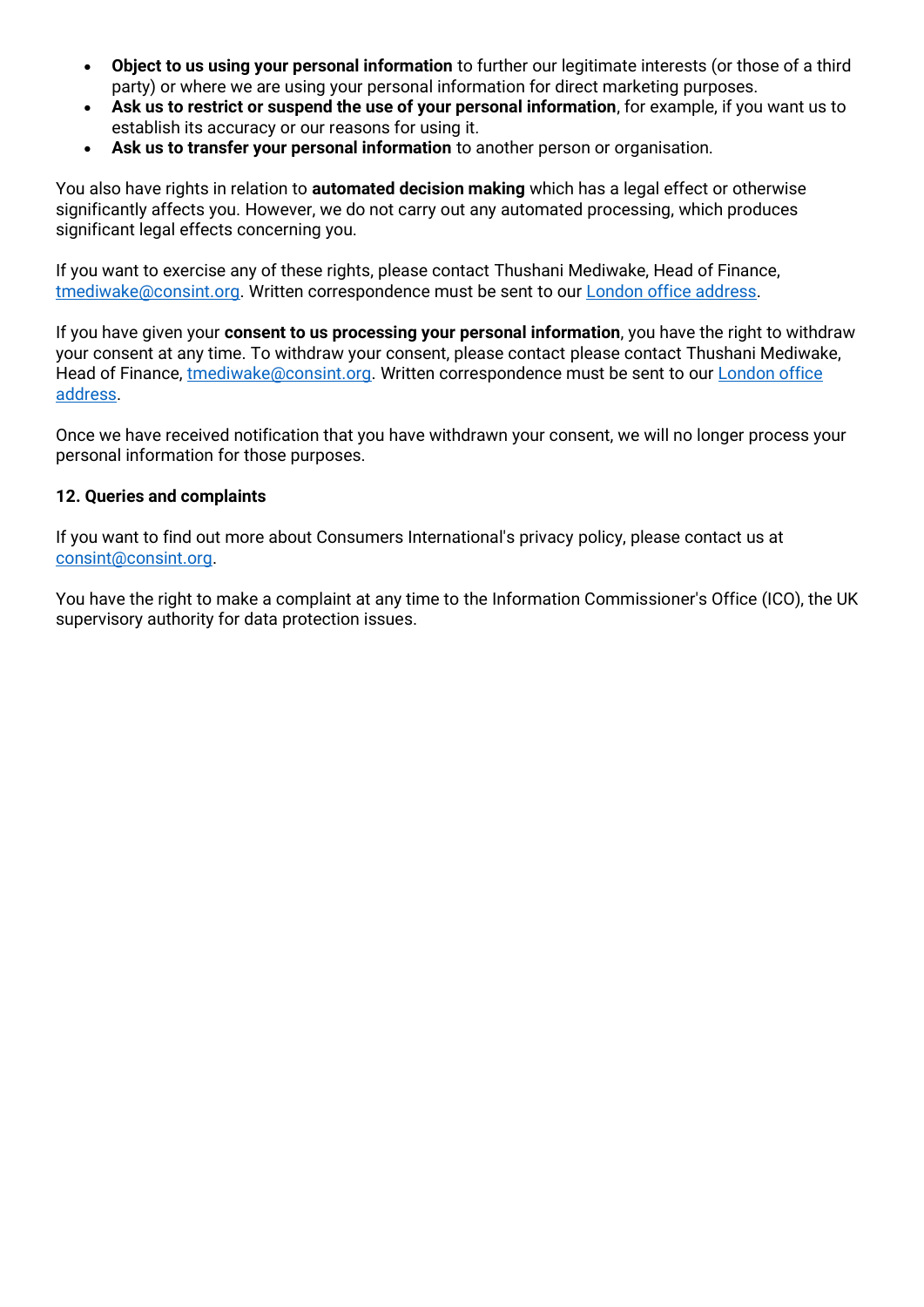- **Object to us using your personal information** to further our legitimate interests (or those of a third party) or where we are using your personal information for direct marketing purposes.
- **Ask us to restrict or suspend the use of your personal information**, for example, if you want us to establish its accuracy or our reasons for using it.
- **Ask us to transfer your personal information** to another person or organisation.

You also have rights in relation to **automated decision making** which has a legal effect or otherwise significantly affects you. However, we do not carry out any automated processing, which produces significant legal effects concerning you.

If you want to exercise any of these rights, please contact Thushani Mediwake, Head of Finance, tmediwake@consint.org. Written correspondence must be sent to our London office address.

If you have given your **consent to us processing your personal information**, you have the right to withdraw your consent at any time. To withdraw your consent, please contact please contact Thushani Mediwake, Head of Finance, tmediwake@consint.org. Written correspondence must be sent to our London office address.

Once we have received notification that you have withdrawn your consent, we will no longer process your personal information for those purposes.

**12. Queries and complaints**

If you want to find out more about Consumers International's privacy policy, please contact us at consint@consint.org.

You have the right to make a complaint at any time to the Information Commissioner's Office (ICO), the UK supervisory authority for data protection issues.